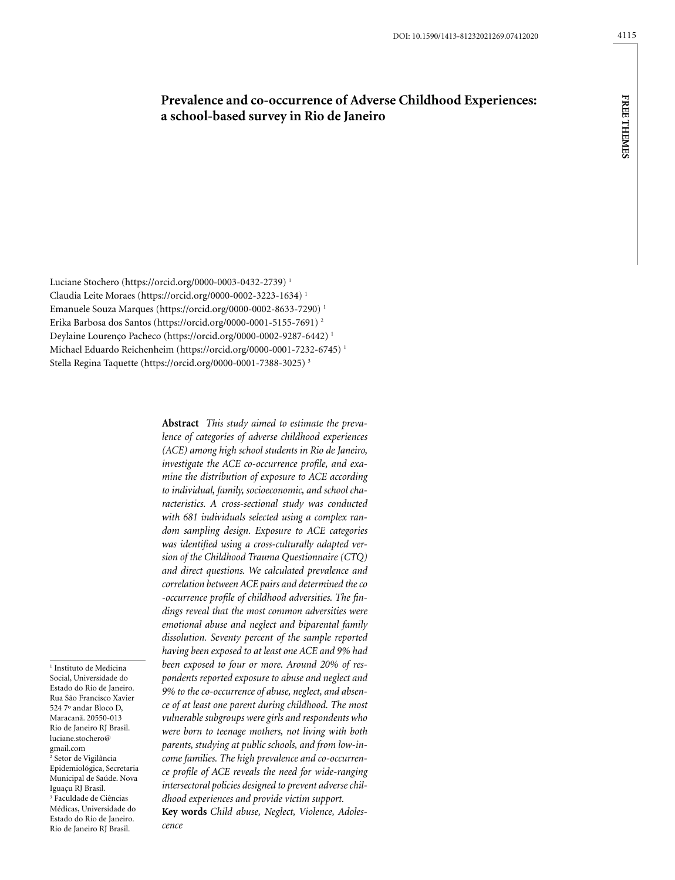# Prevalence and co-occurrence of Adverse Childhood Experiences: a school-based survey in Rio de Janeiro

Luciane Stochero (https://orcid.org/0000-0003-0432-2739) [1]
Claudia Leite Moraes (https://orcid.org/0000-0002-3223-1634) [1]
Emanuele Souza Marques (https://orcid.org/0000-0002-8633-7290) [1]
Erika Barbosa dos Santos (https://orcid.org/0000-0001-5155-7691) [2]
Deylaine Lourenço Pacheco (https://orcid.org/0000-0002-9287-6442) [1]
Michael Eduardo Reichenheim (https://orcid.org/0000-0001-7232-6745) [1]
Stella Regina Taquette (https://orcid.org/0000-0001-7388-3025) [3]

**Abstract** *This study aimed to estimate the prevalence of categories of adverse childhood experiences (ACE) among high school students in Rio de Janeiro, investigate the ACE co-occurrence profile, and examine the distribution of exposure to ACE according to individual, family, socioeconomic, and school characteristics. A cross-sectional study was conducted with 681 individuals selected using a complex random sampling design. Exposure to ACE categories was identified using a cross-culturally adapted version of the Childhood Trauma Questionnaire (CTQ) and direct questions. We calculated prevalence and correlation between ACE pairs and determined the co-occurrence profile of childhood adversities. The findings reveal that the most common adversities were emotional abuse and neglect and biparental family dissolution. Seventy percent of the sample reported having been exposed to at least one ACE and 9% had been exposed to four or more. Around 20% of respondents reported exposure to abuse and neglect and 9% to the co-occurrence of abuse, neglect, and absence of at least one parent during childhood. The most vulnerable subgroups were girls and respondents who were born to teenage mothers, not living with both parents, studying at public schools, and from low-income families. The high prevalence and co-occurrence profile of ACE reveals the need for wide-ranging intersectoral policies designed to prevent adverse childhood experiences and provide victim support.*

**Key words** *Child abuse, Neglect, Violence, Adolescence*

[1] Instituto de Medicina Social, Universidade do Estado do Rio de Janeiro. Rua São Francisco Xavier 524 7º andar Bloco D, Maracanã. 20550-013 Rio de Janeiro RJ Brasil. luciane.stochero@gmail.com
[2] Setor de Vigilância Epidemiológica, Secretaria Municipal de Saúde. Nova Iguaçu RJ Brasil.
[3] Faculdade de Ciências Médicas, Universidade do Estado do Rio de Janeiro. Rio de Janeiro RJ Brasil.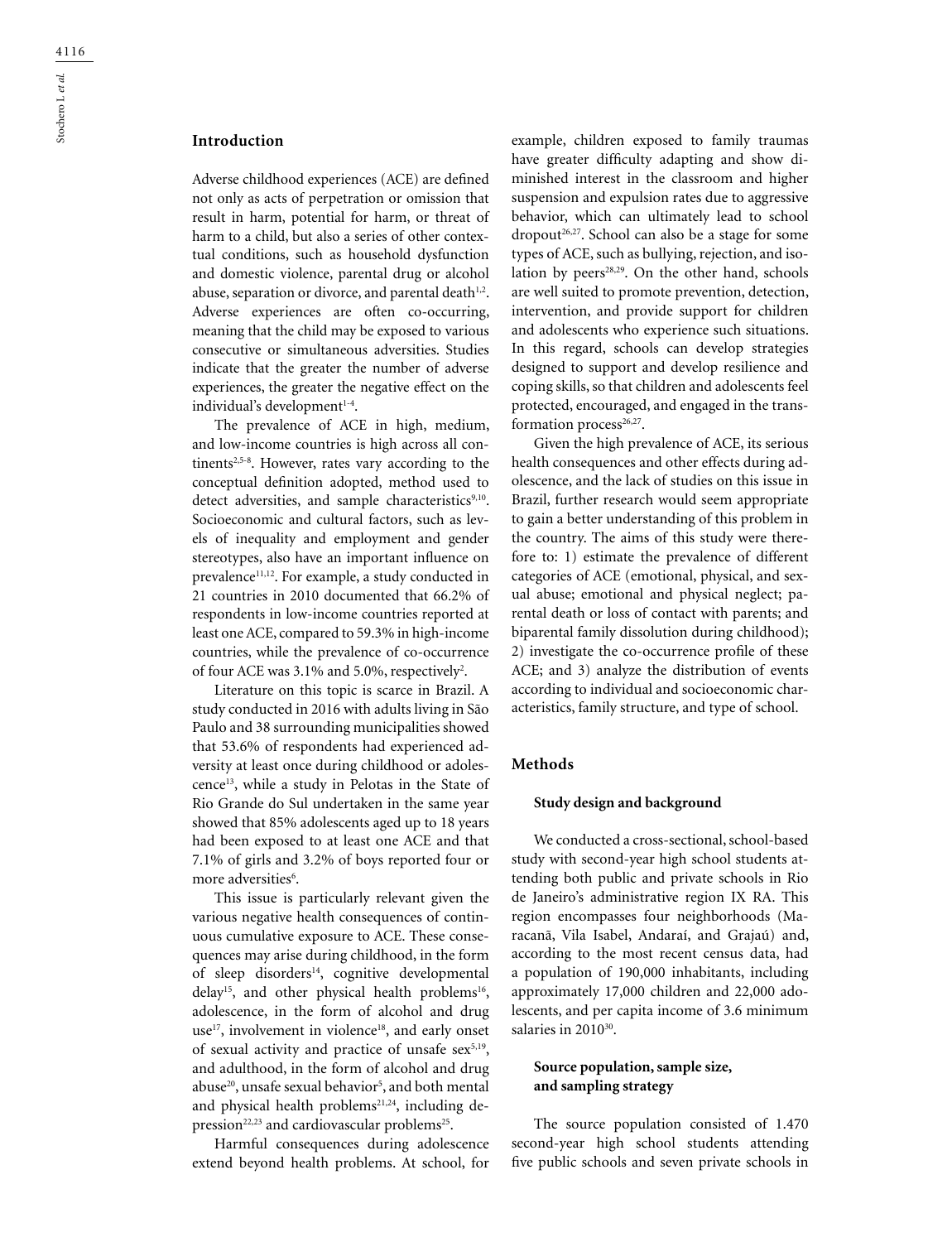## Introduction

Adverse childhood experiences (ACE) are defined not only as acts of perpetration or omission that result in harm, potential for harm, or threat of harm to a child, but also a series of other contextual conditions, such as household dysfunction and domestic violence, parental drug or alcohol abuse, separation or divorce, and parental death[1,2]. Adverse experiences are often co-occurring, meaning that the child may be exposed to various consecutive or simultaneous adversities. Studies indicate that the greater the number of adverse experiences, the greater the negative effect on the individual's development[1-4].

The prevalence of ACE in high, medium, and low-income countries is high across all continents[2,5-8]. However, rates vary according to the conceptual definition adopted, method used to detect adversities, and sample characteristics[9,10]. Socioeconomic and cultural factors, such as levels of inequality and employment and gender stereotypes, also have an important influence on prevalence[11,12]. For example, a study conducted in 21 countries in 2010 documented that 66.2% of respondents in low-income countries reported at least one ACE, compared to 59.3% in high-income countries, while the prevalence of co-occurrence of four ACE was 3.1% and 5.0%, respectively[2].

Literature on this topic is scarce in Brazil. A study conducted in 2016 with adults living in São Paulo and 38 surrounding municipalities showed that 53.6% of respondents had experienced adversity at least once during childhood or adolescence[13], while a study in Pelotas in the State of Rio Grande do Sul undertaken in the same year showed that 85% adolescents aged up to 18 years had been exposed to at least one ACE and that 7.1% of girls and 3.2% of boys reported four or more adversities[6].

This issue is particularly relevant given the various negative health consequences of continuous cumulative exposure to ACE. These consequences may arise during childhood, in the form of sleep disorders[14], cognitive developmental delay[15], and other physical health problems[16], adolescence, in the form of alcohol and drug use[17], involvement in violence[18], and early onset of sexual activity and practice of unsafe sex[5,19], and adulthood, in the form of alcohol and drug abuse[20], unsafe sexual behavior[5], and both mental and physical health problems[21,24], including depression[22,23] and cardiovascular problems[25].

Harmful consequences during adolescence extend beyond health problems. At school, for example, children exposed to family traumas have greater difficulty adapting and show diminished interest in the classroom and higher suspension and expulsion rates due to aggressive behavior, which can ultimately lead to school dropout[26,27]. School can also be a stage for some types of ACE, such as bullying, rejection, and isolation by peers[28,29]. On the other hand, schools are well suited to promote prevention, detection, intervention, and provide support for children and adolescents who experience such situations. In this regard, schools can develop strategies designed to support and develop resilience and coping skills, so that children and adolescents feel protected, encouraged, and engaged in the transformation process[26,27].

Given the high prevalence of ACE, its serious health consequences and other effects during adolescence, and the lack of studies on this issue in Brazil, further research would seem appropriate to gain a better understanding of this problem in the country. The aims of this study were therefore to: 1) estimate the prevalence of different categories of ACE (emotional, physical, and sexual abuse; emotional and physical neglect; parental death or loss of contact with parents; and biparental family dissolution during childhood); 2) investigate the co-occurrence profile of these ACE; and 3) analyze the distribution of events according to individual and socioeconomic characteristics, family structure, and type of school.

## Methods

### Study design and background

We conducted a cross-sectional, school-based study with second-year high school students attending both public and private schools in Rio de Janeiro's administrative region IX RA. This region encompasses four neighborhoods (Maracanã, Vila Isabel, Andaraí, and Grajaú) and, according to the most recent census data, had a population of 190,000 inhabitants, including approximately 17,000 children and 22,000 adolescents, and per capita income of 3.6 minimum salaries in 2010[30].

### Source population, sample size, and sampling strategy

The source population consisted of 1.470 second-year high school students attending five public schools and seven private schools in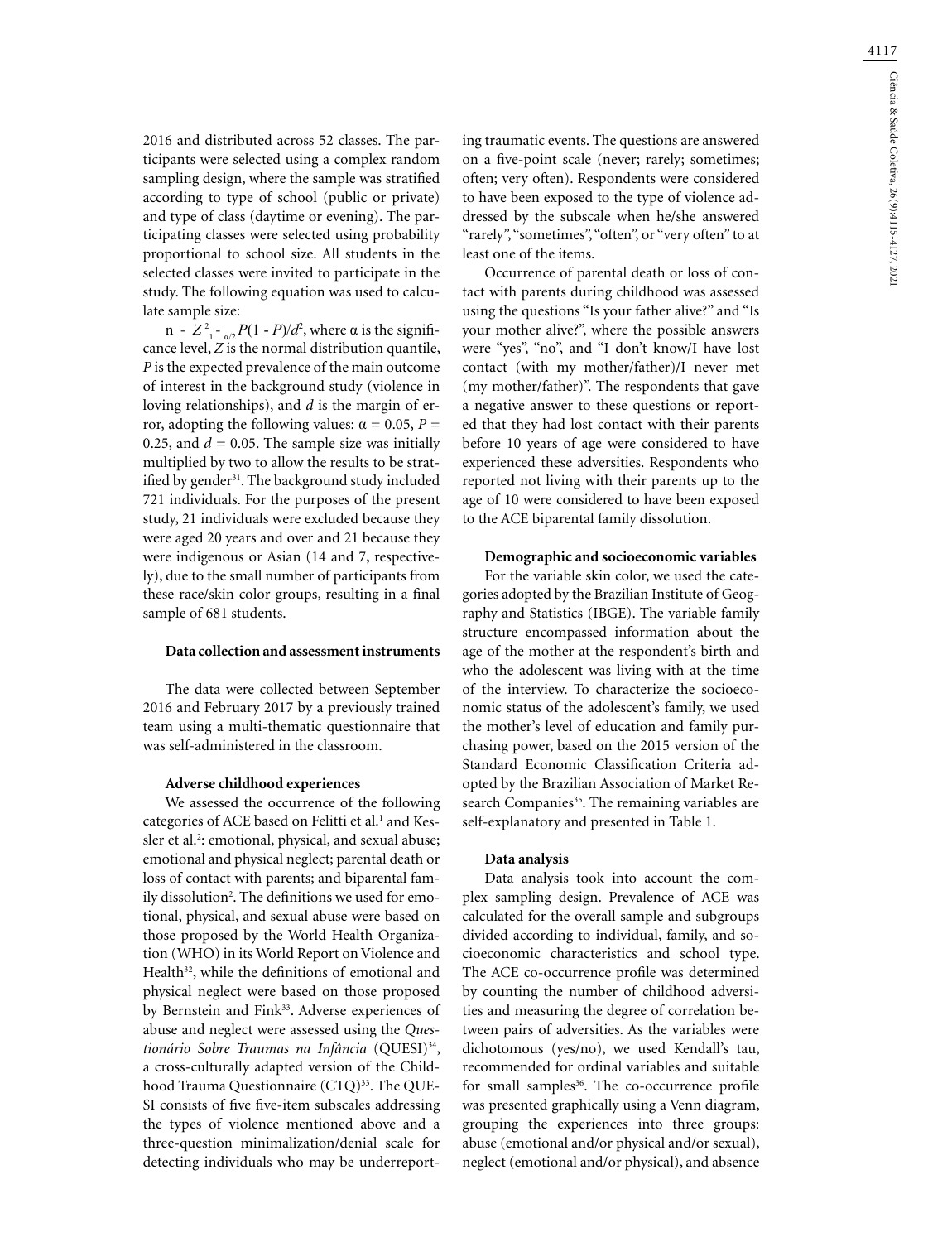2016 and distributed across 52 classes. The participants were selected using a complex random sampling design, where the sample was stratified according to type of school (public or private) and type of class (daytime or evening). The participating classes were selected using probability proportional to school size. All students in the selected classes were invited to participate in the study. The following equation was used to calculate sample size:

$n = Z^2_{1-\alpha/2} P(1-P)/d^2$, where α is the significance level, $Z$ is the normal distribution quantile, $P$ is the expected prevalence of the main outcome of interest in the background study (violence in loving relationships), and $d$ is the margin of error, adopting the following values: $\alpha = 0.05$, $P = 0.25$, and $d = 0.05$. The sample size was initially multiplied by two to allow the results to be stratified by gender[31]. The background study included 721 individuals. For the purposes of the present study, 21 individuals were excluded because they were aged 20 years and over and 21 because they were indigenous or Asian (14 and 7, respectively), due to the small number of participants from these race/skin color groups, resulting in a final sample of 681 students.

#### Data collection and assessment instruments

The data were collected between September 2016 and February 2017 by a previously trained team using a multi-thematic questionnaire that was self-administered in the classroom.

#### Adverse childhood experiences

We assessed the occurrence of the following categories of ACE based on Felitti et al.[1] and Kessler et al.[2]: emotional, physical, and sexual abuse; emotional and physical neglect; parental death or loss of contact with parents; and biparental family dissolution[2]. The definitions we used for emotional, physical, and sexual abuse were based on those proposed by the World Health Organization (WHO) in its World Report on Violence and Health[32], while the definitions of emotional and physical neglect were based on those proposed by Bernstein and Fink[33]. Adverse experiences of abuse and neglect were assessed using the *Questionário Sobre Traumas na Infância* (QUESI)[34], a cross-culturally adapted version of the Childhood Trauma Questionnaire (CTQ)[33]. The QUESI consists of five five-item subscales addressing the types of violence mentioned above and a three-question minimalization/denial scale for detecting individuals who may be underreporting traumatic events. The questions are answered on a five-point scale (never; rarely; sometimes; often; very often). Respondents were considered to have been exposed to the type of violence addressed by the subscale when he/she answered "rarely", "sometimes", "often", or "very often" to at least one of the items.

Occurrence of parental death or loss of contact with parents during childhood was assessed using the questions "Is your father alive?" and "Is your mother alive?", where the possible answers were "yes", "no", and "I don't know/I have lost contact (with my mother/father)/I never met (my mother/father)". The respondents that gave a negative answer to these questions or reported that they had lost contact with their parents before 10 years of age were considered to have experienced these adversities. Respondents who reported not living with their parents up to the age of 10 were considered to have been exposed to the ACE biparental family dissolution.

#### Demographic and socioeconomic variables

For the variable skin color, we used the categories adopted by the Brazilian Institute of Geography and Statistics (IBGE). The variable family structure encompassed information about the age of the mother at the respondent's birth and who the adolescent was living with at the time of the interview. To characterize the socioeconomic status of the adolescent's family, we used the mother's level of education and family purchasing power, based on the 2015 version of the Standard Economic Classification Criteria adopted by the Brazilian Association of Market Research Companies[35]. The remaining variables are self-explanatory and presented in Table 1.

#### Data analysis

Data analysis took into account the complex sampling design. Prevalence of ACE was calculated for the overall sample and subgroups divided according to individual, family, and socioeconomic characteristics and school type. The ACE co-occurrence profile was determined by counting the number of childhood adversities and measuring the degree of correlation between pairs of adversities. As the variables were dichotomous (yes/no), we used Kendall's tau, recommended for ordinal variables and suitable for small samples[36]. The co-occurrence profile was presented graphically using a Venn diagram, grouping the experiences into three groups: abuse (emotional and/or physical and/or sexual), neglect (emotional and/or physical), and absence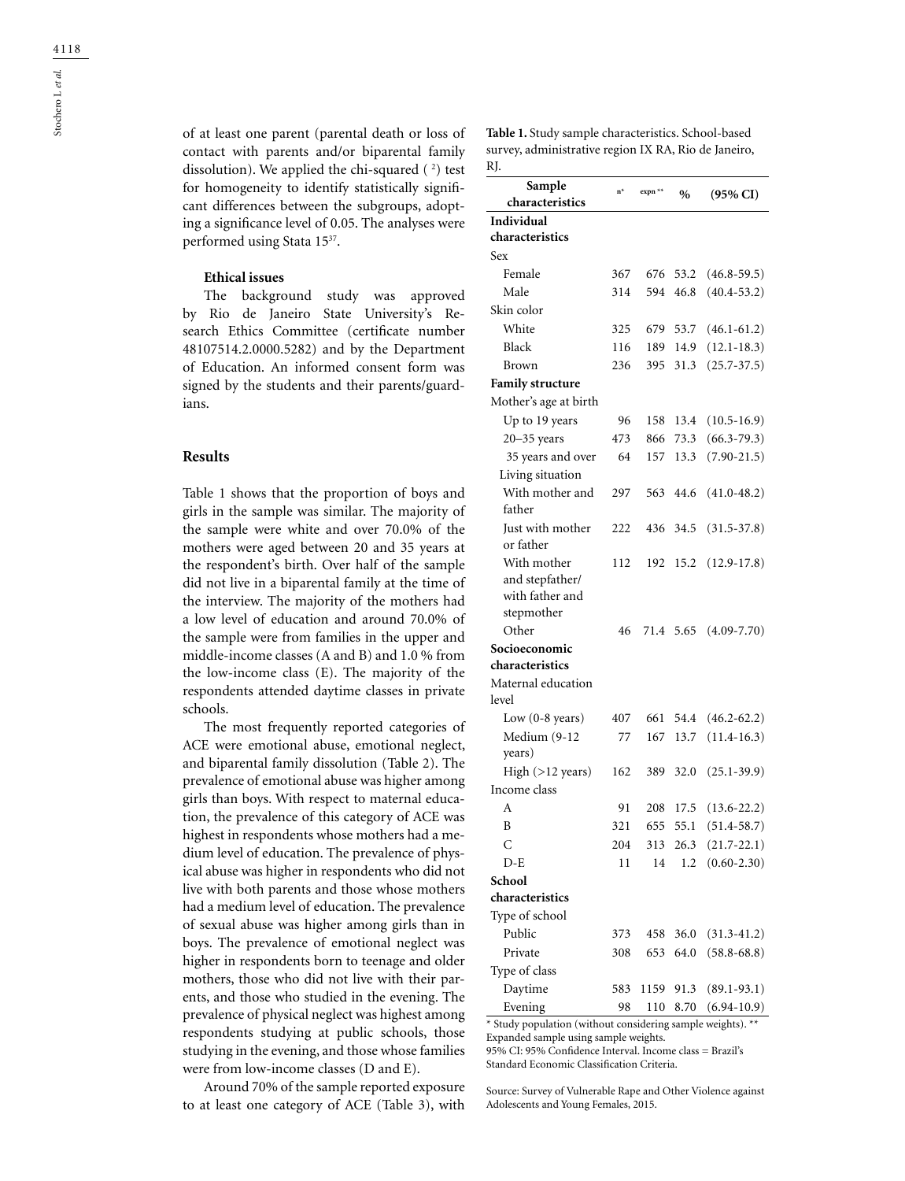of at least one parent (parental death or loss of contact with parents and/or biparental family dissolution). We applied the chi-squared ($\chi^2$) test for homogeneity to identify statistically significant differences between the subgroups, adopting a significance level of 0.05. The analyses were performed using Stata 15[37].

### Ethical issues

The background study was approved by Rio de Janeiro State University's Research Ethics Committee (certificate number 48107514.2.0000.5282) and by the Department of Education. An informed consent form was signed by the students and their parents/guardians.

## Results

Table 1 shows that the proportion of boys and girls in the sample was similar. The majority of the sample were white and over 70.0% of the mothers were aged between 20 and 35 years at the respondent's birth. Over half of the sample did not live in a biparental family at the time of the interview. The majority of the mothers had a low level of education and around 70.0% of the sample were from families in the upper and middle-income classes (A and B) and 1.0 % from the low-income class (E). The majority of the respondents attended daytime classes in private schools.

The most frequently reported categories of ACE were emotional abuse, emotional neglect, and biparental family dissolution (Table 2). The prevalence of emotional abuse was higher among girls than boys. With respect to maternal education, the prevalence of this category of ACE was highest in respondents whose mothers had a medium level of education. The prevalence of physical abuse was higher in respondents who did not live with both parents and those whose mothers had a medium level of education. The prevalence of sexual abuse was higher among girls than in boys. The prevalence of emotional neglect was higher in respondents born to teenage and older mothers, those who did not live with their parents, and those who studied in the evening. The prevalence of physical neglect was highest among respondents studying at public schools, those studying in the evening, and those whose families were from low-income classes (D and E).

Around 70% of the sample reported exposure to at least one category of ACE (Table 3), with

**Table 1.** Study sample characteristics. School-based survey, administrative region IX RA, Rio de Janeiro, RJ.

| Sample characteristics | n* | expn ** | % | (95% CI) |
|---|---|---|---|---|
| **Individual characteristics** | | | | |
| Sex | | | | |
| Female | 367 | 676 | 53.2 | (46.8-59.5) |
| Male | 314 | 594 | 46.8 | (40.4-53.2) |
| Skin color | | | | |
| White | 325 | 679 | 53.7 | (46.1-61.2) |
| Black | 116 | 189 | 14.9 | (12.1-18.3) |
| Brown | 236 | 395 | 31.3 | (25.7-37.5) |
| **Family structure** | | | | |
| Mother's age at birth | | | | |
| Up to 19 years | 96 | 158 | 13.4 | (10.5-16.9) |
| 20–35 years | 473 | 866 | 73.3 | (66.3-79.3) |
| 35 years and over | 64 | 157 | 13.3 | (7.90-21.5) |
| Living situation | | | | |
| With mother and father | 297 | 563 | 44.6 | (41.0-48.2) |
| Just with mother or father | 222 | 436 | 34.5 | (31.5-37.8) |
| With mother and stepfather/ with father and stepmother | 112 | 192 | 15.2 | (12.9-17.8) |
| Other | 46 | 71.4 | 5.65 | (4.09-7.70) |
| **Socioeconomic characteristics** | | | | |
| Maternal education level | | | | |
| Low (0-8 years) | 407 | 661 | 54.4 | (46.2-62.2) |
| Medium (9-12 years) | 77 | 167 | 13.7 | (11.4-16.3) |
| High (>12 years) | 162 | 389 | 32.0 | (25.1-39.9) |
| Income class | | | | |
| A | 91 | 208 | 17.5 | (13.6-22.2) |
| B | 321 | 655 | 55.1 | (51.4-58.7) |
| C | 204 | 313 | 26.3 | (21.7-22.1) |
| D-E | 11 | 14 | 1.2 | (0.60-2.30) |
| **School characteristics** | | | | |
| Type of school | | | | |
| Public | 373 | 458 | 36.0 | (31.3-41.2) |
| Private | 308 | 653 | 64.0 | (58.8-68.8) |
| Type of class | | | | |
| Daytime | 583 | 1159 | 91.3 | (89.1-93.1) |
| Evening | 98 | 110 | 8.70 | (6.94-10.9) |

* Study population (without considering sample weights). ** Expanded sample using sample weights.
95% CI: 95% Confidence Interval. Income class = Brazil's Standard Economic Classification Criteria.

Source: Survey of Vulnerable Rape and Other Violence against Adolescents and Young Females, 2015.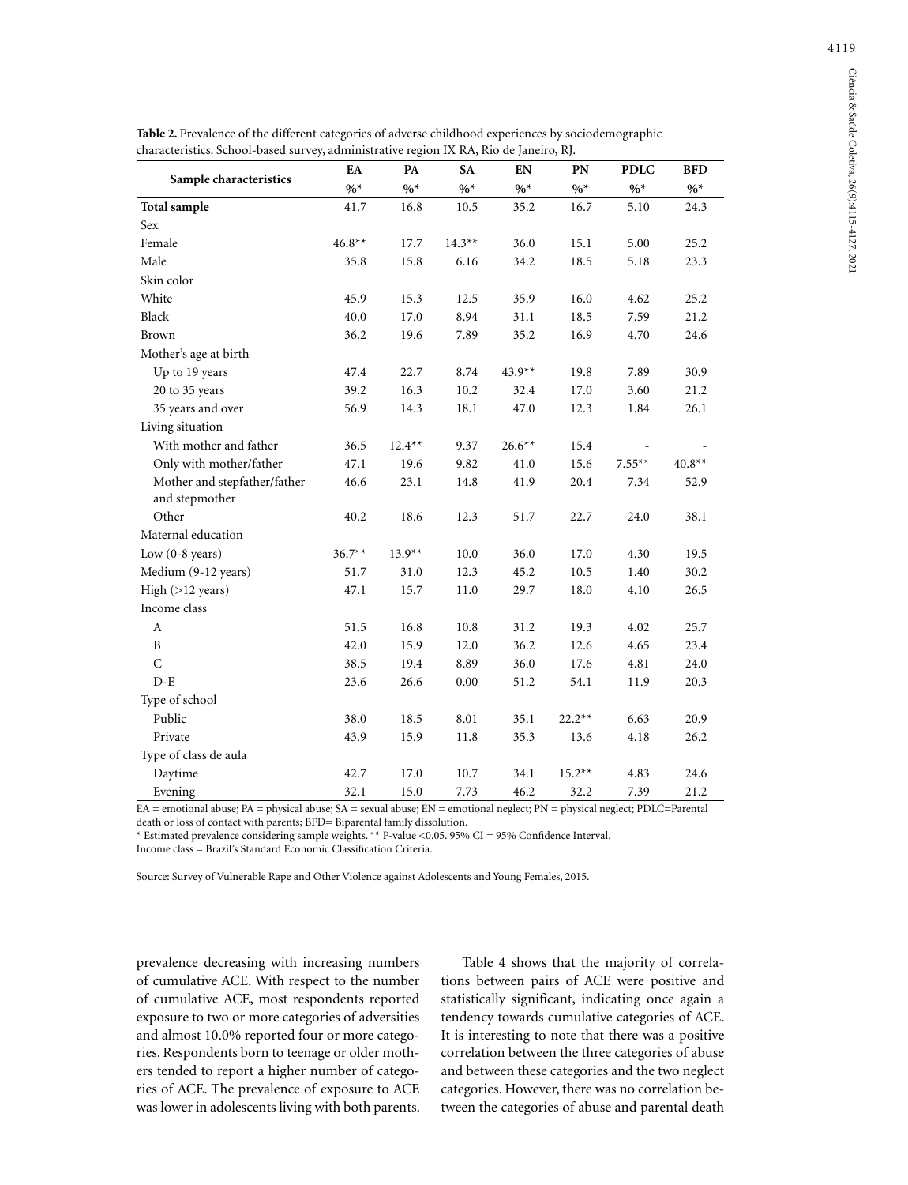**Table 2.** Prevalence of the different categories of adverse childhood experiences by sociodemographic characteristics. School-based survey, administrative region IX RA, Rio de Janeiro, RJ.

| Sample characteristics | EA | PA | SA | EN | PN | PDLC | BFD |
|---|---|---|---|---|---|---|---|
| | %* | %* | %* | %* | %* | %* | %* |
| **Total sample** | 41.7 | 16.8 | 10.5 | 35.2 | 16.7 | 5.10 | 24.3 |
| Sex | | | | | | | |
| Female | 46.8** | 17.7 | 14.3** | 36.0 | 15.1 | 5.00 | 25.2 |
| Male | 35.8 | 15.8 | 6.16 | 34.2 | 18.5 | 5.18 | 23.3 |
| Skin color | | | | | | | |
| White | 45.9 | 15.3 | 12.5 | 35.9 | 16.0 | 4.62 | 25.2 |
| Black | 40.0 | 17.0 | 8.94 | 31.1 | 18.5 | 7.59 | 21.2 |
| Brown | 36.2 | 19.6 | 7.89 | 35.2 | 16.9 | 4.70 | 24.6 |
| Mother's age at birth | | | | | | | |
| Up to 19 years | 47.4 | 22.7 | 8.74 | 43.9** | 19.8 | 7.89 | 30.9 |
| 20 to 35 years | 39.2 | 16.3 | 10.2 | 32.4 | 17.0 | 3.60 | 21.2 |
| 35 years and over | 56.9 | 14.3 | 18.1 | 47.0 | 12.3 | 1.84 | 26.1 |
| Living situation | | | | | | | |
| With mother and father | 36.5 | 12.4** | 9.37 | 26.6** | 15.4 | - | - |
| Only with mother/father | 47.1 | 19.6 | 9.82 | 41.0 | 15.6 | 7.55** | 40.8** |
| Mother and stepfather/father and stepmother | 46.6 | 23.1 | 14.8 | 41.9 | 20.4 | 7.34 | 52.9 |
| Other | 40.2 | 18.6 | 12.3 | 51.7 | 22.7 | 24.0 | 38.1 |
| Maternal education | | | | | | | |
| Low (0-8 years) | 36.7** | 13.9** | 10.0 | 36.0 | 17.0 | 4.30 | 19.5 |
| Medium (9-12 years) | 51.7 | 31.0 | 12.3 | 45.2 | 10.5 | 1.40 | 30.2 |
| High (>12 years) | 47.1 | 15.7 | 11.0 | 29.7 | 18.0 | 4.10 | 26.5 |
| Income class | | | | | | | |
| A | 51.5 | 16.8 | 10.8 | 31.2 | 19.3 | 4.02 | 25.7 |
| B | 42.0 | 15.9 | 12.0 | 36.2 | 12.6 | 4.65 | 23.4 |
| C | 38.5 | 19.4 | 8.89 | 36.0 | 17.6 | 4.81 | 24.0 |
| D-E | 23.6 | 26.6 | 0.00 | 51.2 | 54.1 | 11.9 | 20.3 |
| Type of school | | | | | | | |
| Public | 38.0 | 18.5 | 8.01 | 35.1 | 22.2** | 6.63 | 20.9 |
| Private | 43.9 | 15.9 | 11.8 | 35.3 | 13.6 | 4.18 | 26.2 |
| Type of class de aula | | | | | | | |
| Daytime | 42.7 | 17.0 | 10.7 | 34.1 | 15.2** | 4.83 | 24.6 |
| Evening | 32.1 | 15.0 | 7.73 | 46.2 | 32.2 | 7.39 | 21.2 |

EA = emotional abuse; PA = physical abuse; SA = sexual abuse; EN = emotional neglect; PN = physical neglect; PDLC=Parental death or loss of contact with parents; BFD= Biparental family dissolution.

\* Estimated prevalence considering sample weights. ** P-value <0.05. 95% CI = 95% Confidence Interval.

Income class = Brazil's Standard Economic Classification Criteria.

Source: Survey of Vulnerable Rape and Other Violence against Adolescents and Young Females, 2015.

prevalence decreasing with increasing numbers of cumulative ACE. With respect to the number of cumulative ACE, most respondents reported exposure to two or more categories of adversities and almost 10.0% reported four or more categories. Respondents born to teenage or older mothers tended to report a higher number of categories of ACE. The prevalence of exposure to ACE was lower in adolescents living with both parents.

Table 4 shows that the majority of correlations between pairs of ACE were positive and statistically significant, indicating once again a tendency towards cumulative categories of ACE. It is interesting to note that there was a positive correlation between the three categories of abuse and between these categories and the two neglect categories. However, there was no correlation between the categories of abuse and parental death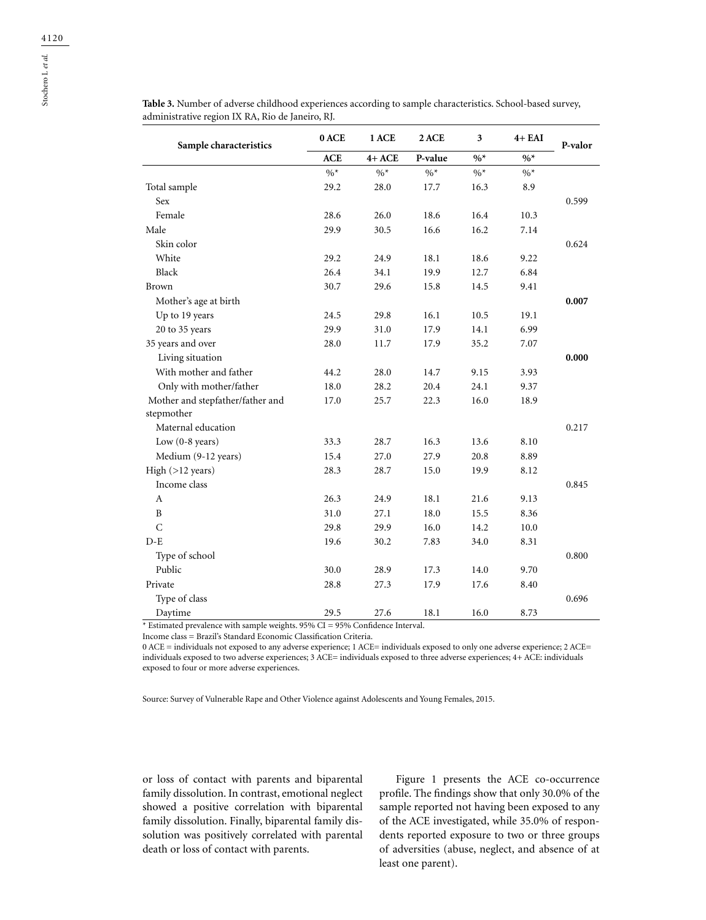**Table 3.** Number of adverse childhood experiences according to sample characteristics. School-based survey, administrative region IX RA, Rio de Janeiro, RJ.

| Sample characteristics | 0 ACE | 1 ACE | 2 ACE | 3 | 4+ EAI | P-valor |
|---|---|---|---|---|---|---|
| | ACE | 4+ ACE | P-value | %* | %* | |
| | %* | %* | %* | %* | %* | |
| Total sample | 29.2 | 28.0 | 17.7 | 16.3 | 8.9 | |
| Sex | | | | | | 0.599 |
| Female | 28.6 | 26.0 | 18.6 | 16.4 | 10.3 | |
| Male | 29.9 | 30.5 | 16.6 | 16.2 | 7.14 | |
| Skin color | | | | | | 0.624 |
| White | 29.2 | 24.9 | 18.1 | 18.6 | 9.22 | |
| Black | 26.4 | 34.1 | 19.9 | 12.7 | 6.84 | |
| Brown | 30.7 | 29.6 | 15.8 | 14.5 | 9.41 | |
| Mother's age at birth | | | | | | **0.007** |
| Up to 19 years | 24.5 | 29.8 | 16.1 | 10.5 | 19.1 | |
| 20 to 35 years | 29.9 | 31.0 | 17.9 | 14.1 | 6.99 | |
| 35 years and over | 28.0 | 11.7 | 17.9 | 35.2 | 7.07 | |
| Living situation | | | | | | **0.000** |
| With mother and father | 44.2 | 28.0 | 14.7 | 9.15 | 3.93 | |
| Only with mother/father | 18.0 | 28.2 | 20.4 | 24.1 | 9.37 | |
| Mother and stepfather/father and stepmother | 17.0 | 25.7 | 22.3 | 16.0 | 18.9 | |
| Maternal education | | | | | | 0.217 |
| Low (0-8 years) | 33.3 | 28.7 | 16.3 | 13.6 | 8.10 | |
| Medium (9-12 years) | 15.4 | 27.0 | 27.9 | 20.8 | 8.89 | |
| High (>12 years) | 28.3 | 28.7 | 15.0 | 19.9 | 8.12 | |
| Income class | | | | | | 0.845 |
| A | 26.3 | 24.9 | 18.1 | 21.6 | 9.13 | |
| B | 31.0 | 27.1 | 18.0 | 15.5 | 8.36 | |
| C | 29.8 | 29.9 | 16.0 | 14.2 | 10.0 | |
| D-E | 19.6 | 30.2 | 7.83 | 34.0 | 8.31 | |
| Type of school | | | | | | 0.800 |
| Public | 30.0 | 28.9 | 17.3 | 14.0 | 9.70 | |
| Private | 28.8 | 27.3 | 17.9 | 17.6 | 8.40 | |
| Type of class | | | | | | 0.696 |
| Daytime | 29.5 | 27.6 | 18.1 | 16.0 | 8.73 | |

* Estimated prevalence with sample weights. 95% CI = 95% Confidence Interval.

Income class = Brazil's Standard Economic Classification Criteria.

0 ACE = individuals not exposed to any adverse experience; 1 ACE= individuals exposed to only one adverse experience; 2 ACE= individuals exposed to two adverse experiences; 3 ACE= individuals exposed to three adverse experiences; 4+ ACE: individuals exposed to four or more adverse experiences.

Source: Survey of Vulnerable Rape and Other Violence against Adolescents and Young Females, 2015.

or loss of contact with parents and biparental family dissolution. In contrast, emotional neglect showed a positive correlation with biparental family dissolution. Finally, biparental family dissolution was positively correlated with parental death or loss of contact with parents.

Figure 1 presents the ACE co-occurrence profile. The findings show that only 30.0% of the sample reported not having been exposed to any of the ACE investigated, while 35.0% of respondents reported exposure to two or three groups of adversities (abuse, neglect, and absence of at least one parent).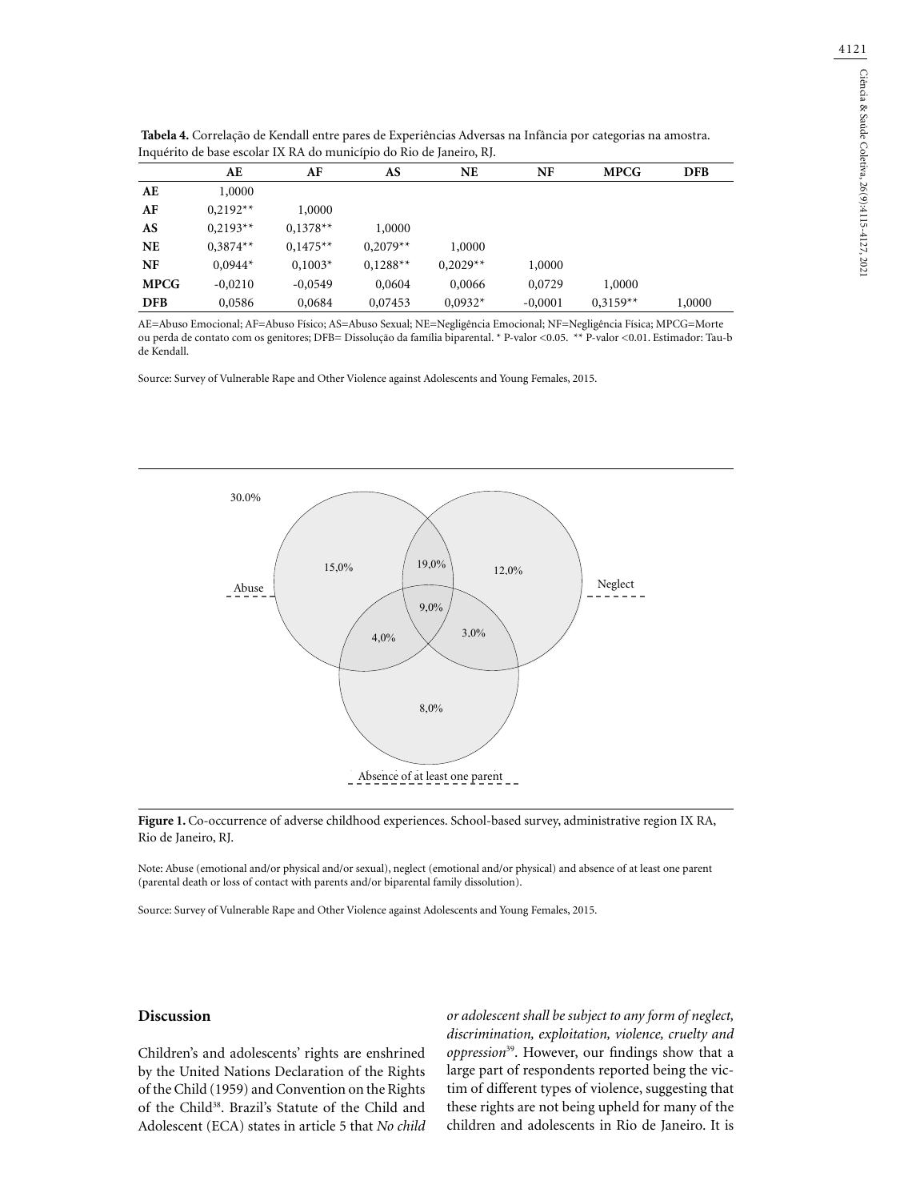**Tabela 4.** Correlação de Kendall entre pares de Experiências Adversas na Infância por categorias na amostra. Inquérito de base escolar IX RA do município do Rio de Janeiro, RJ.

| | AE | AF | AS | NE | NF | MPCG | DFB |
|---|---|---|---|---|---|---|---|
| **AE** | 1,0000 | | | | | | |
| **AF** | 0,2192** | 1,0000 | | | | | |
| **AS** | 0,2193** | 0,1378** | 1,0000 | | | | |
| **NE** | 0,3874** | 0,1475** | 0,2079** | 1,0000 | | | |
| **NF** | 0,0944* | 0,1003* | 0,1288** | 0,2029** | 1,0000 | | |
| **MPCG** | -0,0210 | -0,0549 | 0,0604 | 0,0066 | 0,0729 | 1,0000 | |
| **DFB** | 0,0586 | 0,0684 | 0,07453 | 0,0932* | -0,0001 | 0,3159** | 1,0000 |

AE=Abuso Emocional; AF=Abuso Físico; AS=Abuso Sexual; NE=Negligência Emocional; NF=Negligência Física; MPCG=Morte ou perda de contato com os genitores; DFB= Dissolução da família biparental. * P-valor <0.05. ** P-valor <0.01. Estimador: Tau-b de Kendall.

Source: Survey of Vulnerable Rape and Other Violence against Adolescents and Young Females, 2015.

**Figure 1.** Co-occurrence of adverse childhood experiences. School-based survey, administrative region IX RA, Rio de Janeiro, RJ.

Note: Abuse (emotional and/or physical and/or sexual), neglect (emotional and/or physical) and absence of at least one parent (parental death or loss of contact with parents and/or biparental family dissolution).

Source: Survey of Vulnerable Rape and Other Violence against Adolescents and Young Females, 2015.

## Discussion

Children's and adolescents' rights are enshrined by the United Nations Declaration of the Rights of the Child (1959) and Convention on the Rights of the Child[38]. Brazil's Statute of the Child and Adolescent (ECA) states in article 5 that *No child or adolescent shall be subject to any form of neglect, discrimination, exploitation, violence, cruelty and oppression*[39]. However, our findings show that a large part of respondents reported being the victim of different types of violence, suggesting that these rights are not being upheld for many of the children and adolescents in Rio de Janeiro. It is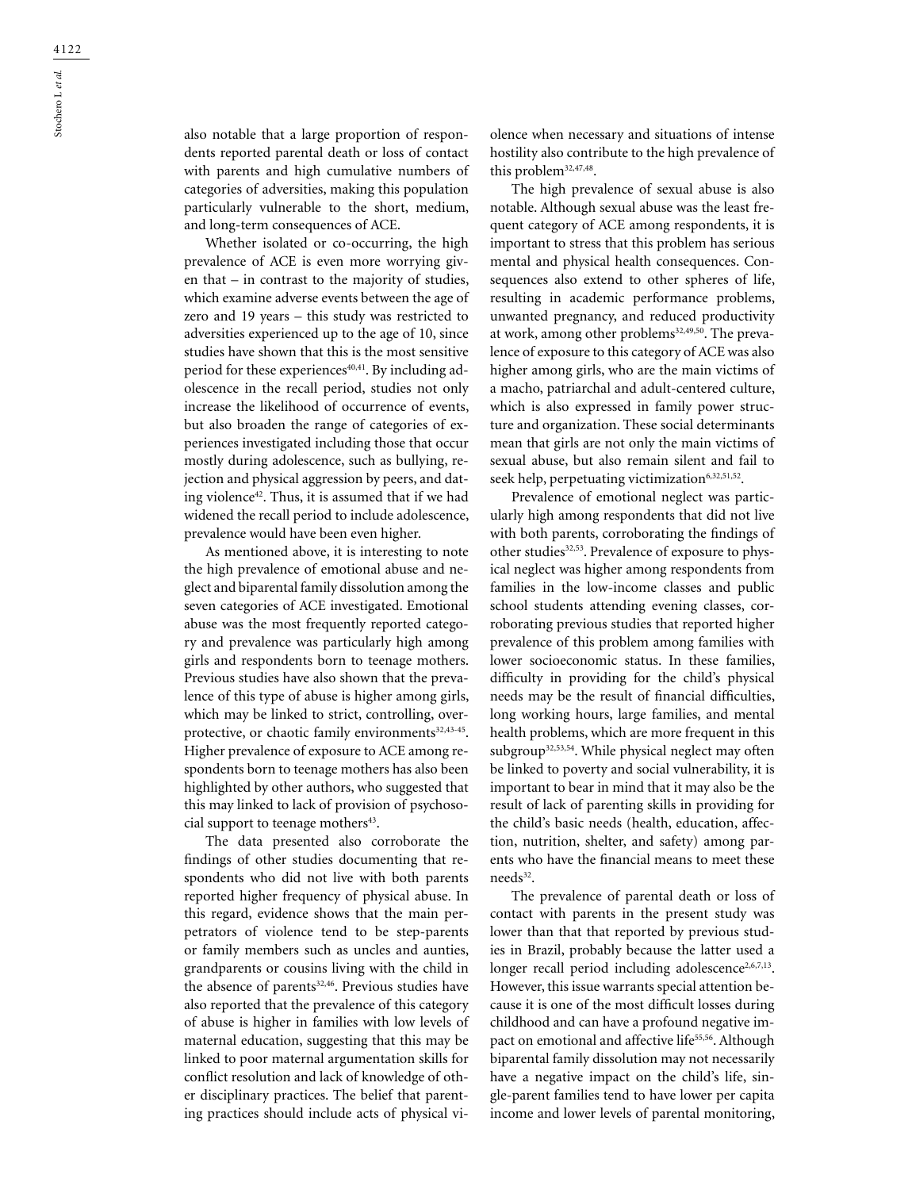also notable that a large proportion of respondents reported parental death or loss of contact with parents and high cumulative numbers of categories of adversities, making this population particularly vulnerable to the short, medium, and long-term consequences of ACE.

Whether isolated or co-occurring, the high prevalence of ACE is even more worrying given that – in contrast to the majority of studies, which examine adverse events between the age of zero and 19 years – this study was restricted to adversities experienced up to the age of 10, since studies have shown that this is the most sensitive period for these experiences[40,41]. By including adolescence in the recall period, studies not only increase the likelihood of occurrence of events, but also broaden the range of categories of experiences investigated including those that occur mostly during adolescence, such as bullying, rejection and physical aggression by peers, and dating violence[42]. Thus, it is assumed that if we had widened the recall period to include adolescence, prevalence would have been even higher.

As mentioned above, it is interesting to note the high prevalence of emotional abuse and neglect and biparental family dissolution among the seven categories of ACE investigated. Emotional abuse was the most frequently reported category and prevalence was particularly high among girls and respondents born to teenage mothers. Previous studies have also shown that the prevalence of this type of abuse is higher among girls, which may be linked to strict, controlling, overprotective, or chaotic family environments[32,43-45]. Higher prevalence of exposure to ACE among respondents born to teenage mothers has also been highlighted by other authors, who suggested that this may linked to lack of provision of psychosocial support to teenage mothers[43].

The data presented also corroborate the findings of other studies documenting that respondents who did not live with both parents reported higher frequency of physical abuse. In this regard, evidence shows that the main perpetrators of violence tend to be step-parents or family members such as uncles and aunties, grandparents or cousins living with the child in the absence of parents[32,46]. Previous studies have also reported that the prevalence of this category of abuse is higher in families with low levels of maternal education, suggesting that this may be linked to poor maternal argumentation skills for conflict resolution and lack of knowledge of other disciplinary practices. The belief that parenting practices should include acts of physical violence when necessary and situations of intense hostility also contribute to the high prevalence of this problem[32,47,48].

The high prevalence of sexual abuse is also notable. Although sexual abuse was the least frequent category of ACE among respondents, it is important to stress that this problem has serious mental and physical health consequences. Consequences also extend to other spheres of life, resulting in academic performance problems, unwanted pregnancy, and reduced productivity at work, among other problems[32,49,50]. The prevalence of exposure to this category of ACE was also higher among girls, who are the main victims of a macho, patriarchal and adult-centered culture, which is also expressed in family power structure and organization. These social determinants mean that girls are not only the main victims of sexual abuse, but also remain silent and fail to seek help, perpetuating victimization[6,32,51,52].

Prevalence of emotional neglect was particularly high among respondents that did not live with both parents, corroborating the findings of other studies[32,53]. Prevalence of exposure to physical neglect was higher among respondents from families in the low-income classes and public school students attending evening classes, corroborating previous studies that reported higher prevalence of this problem among families with lower socioeconomic status. In these families, difficulty in providing for the child's physical needs may be the result of financial difficulties, long working hours, large families, and mental health problems, which are more frequent in this subgroup[32,53,54]. While physical neglect may often be linked to poverty and social vulnerability, it is important to bear in mind that it may also be the result of lack of parenting skills in providing for the child's basic needs (health, education, affection, nutrition, shelter, and safety) among parents who have the financial means to meet these needs[32].

The prevalence of parental death or loss of contact with parents in the present study was lower than that that reported by previous studies in Brazil, probably because the latter used a longer recall period including adolescence[2,6,7,13]. However, this issue warrants special attention because it is one of the most difficult losses during childhood and can have a profound negative impact on emotional and affective life[55,56]. Although biparental family dissolution may not necessarily have a negative impact on the child's life, single-parent families tend to have lower per capita income and lower levels of parental monitoring,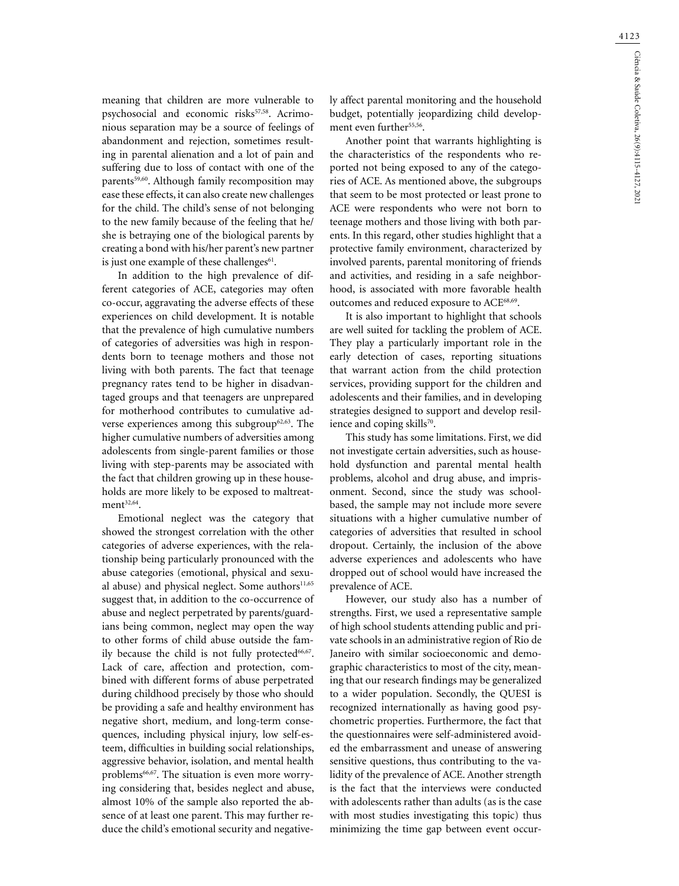meaning that children are more vulnerable to psychosocial and economic risks[57,58]. Acrimonious separation may be a source of feelings of abandonment and rejection, sometimes resulting in parental alienation and a lot of pain and suffering due to loss of contact with one of the parents[59,60]. Although family recomposition may ease these effects, it can also create new challenges for the child. The child's sense of not belonging to the new family because of the feeling that he/she is betraying one of the biological parents by creating a bond with his/her parent's new partner is just one example of these challenges[61].

In addition to the high prevalence of different categories of ACE, categories may often co-occur, aggravating the adverse effects of these experiences on child development. It is notable that the prevalence of high cumulative numbers of categories of adversities was high in respondents born to teenage mothers and those not living with both parents. The fact that teenage pregnancy rates tend to be higher in disadvantaged groups and that teenagers are unprepared for motherhood contributes to cumulative adverse experiences among this subgroup[62,63]. The higher cumulative numbers of adversities among adolescents from single-parent families or those living with step-parents may be associated with the fact that children growing up in these households are more likely to be exposed to maltreatment[32,64].

Emotional neglect was the category that showed the strongest correlation with the other categories of adverse experiences, with the relationship being particularly pronounced with the abuse categories (emotional, physical and sexual abuse) and physical neglect. Some authors[11,65] suggest that, in addition to the co-occurrence of abuse and neglect perpetrated by parents/guardians being common, neglect may open the way to other forms of child abuse outside the family because the child is not fully protected[66,67]. Lack of care, affection and protection, combined with different forms of abuse perpetrated during childhood precisely by those who should be providing a safe and healthy environment has negative short, medium, and long-term consequences, including physical injury, low self-esteem, difficulties in building social relationships, aggressive behavior, isolation, and mental health problems[66,67]. The situation is even more worrying considering that, besides neglect and abuse, almost 10% of the sample also reported the absence of at least one parent. This may further reduce the child's emotional security and negatively affect parental monitoring and the household budget, potentially jeopardizing child development even further[55,56].

Another point that warrants highlighting is the characteristics of the respondents who reported not being exposed to any of the categories of ACE. As mentioned above, the subgroups that seem to be most protected or least prone to ACE were respondents who were not born to teenage mothers and those living with both parents. In this regard, other studies highlight that a protective family environment, characterized by involved parents, parental monitoring of friends and activities, and residing in a safe neighborhood, is associated with more favorable health outcomes and reduced exposure to ACE[68,69].

It is also important to highlight that schools are well suited for tackling the problem of ACE. They play a particularly important role in the early detection of cases, reporting situations that warrant action from the child protection services, providing support for the children and adolescents and their families, and in developing strategies designed to support and develop resilience and coping skills[70].

This study has some limitations. First, we did not investigate certain adversities, such as household dysfunction and parental mental health problems, alcohol and drug abuse, and imprisonment. Second, since the study was school-based, the sample may not include more severe situations with a higher cumulative number of categories of adversities that resulted in school dropout. Certainly, the inclusion of the above adverse experiences and adolescents who have dropped out of school would have increased the prevalence of ACE.

However, our study also has a number of strengths. First, we used a representative sample of high school students attending public and private schools in an administrative region of Rio de Janeiro with similar socioeconomic and demographic characteristics to most of the city, meaning that our research findings may be generalized to a wider population. Secondly, the QUESI is recognized internationally as having good psychometric properties. Furthermore, the fact that the questionnaires were self-administered avoided the embarrassment and unease of answering sensitive questions, thus contributing to the validity of the prevalence of ACE. Another strength is the fact that the interviews were conducted with adolescents rather than adults (as is the case with most studies investigating this topic) thus minimizing the time gap between event occur-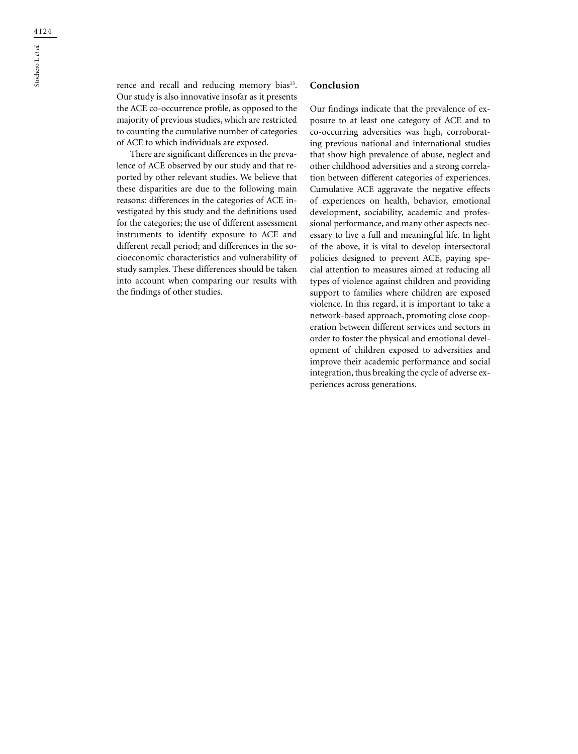rence and recall and reducing memory bias[13]. Our study is also innovative insofar as it presents the ACE co-occurrence profile, as opposed to the majority of previous studies, which are restricted to counting the cumulative number of categories of ACE to which individuals are exposed.

There are significant differences in the prevalence of ACE observed by our study and that reported by other relevant studies. We believe that these disparities are due to the following main reasons: differences in the categories of ACE investigated by this study and the definitions used for the categories; the use of different assessment instruments to identify exposure to ACE and different recall period; and differences in the socioeconomic characteristics and vulnerability of study samples. These differences should be taken into account when comparing our results with the findings of other studies.

## Conclusion

Our findings indicate that the prevalence of exposure to at least one category of ACE and to co-occurring adversities was high, corroborating previous national and international studies that show high prevalence of abuse, neglect and other childhood adversities and a strong correlation between different categories of experiences. Cumulative ACE aggravate the negative effects of experiences on health, behavior, emotional development, sociability, academic and professional performance, and many other aspects necessary to live a full and meaningful life. In light of the above, it is vital to develop intersectoral policies designed to prevent ACE, paying special attention to measures aimed at reducing all types of violence against children and providing support to families where children are exposed violence. In this regard, it is important to take a network-based approach, promoting close cooperation between different services and sectors in order to foster the physical and emotional development of children exposed to adversities and improve their academic performance and social integration, thus breaking the cycle of adverse experiences across generations.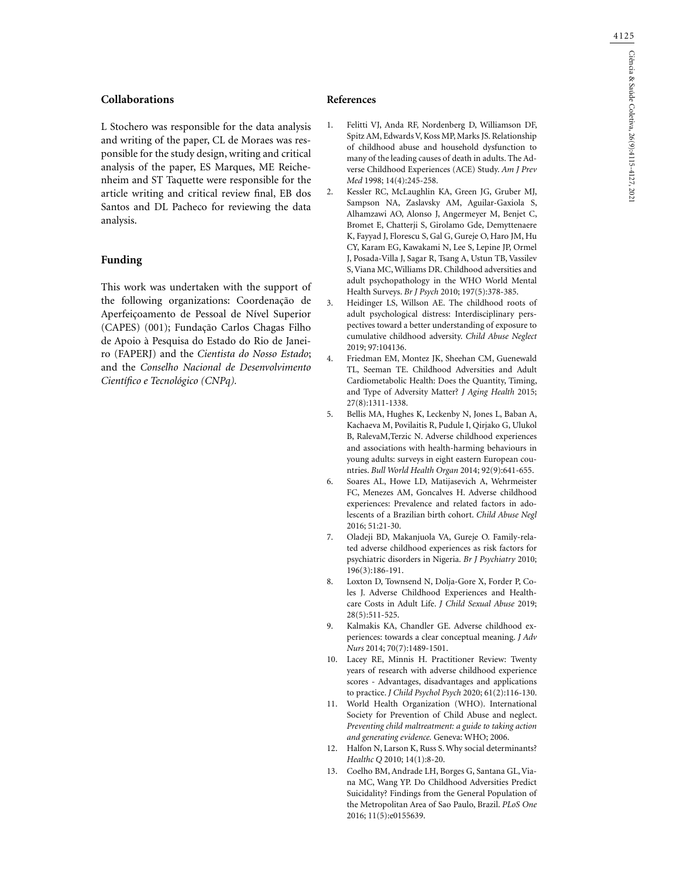## Collaborations

L Stochero was responsible for the data analysis and writing of the paper, CL de Moraes was responsible for the study design, writing and critical analysis of the paper, ES Marques, ME Reichenheim and ST Taquette were responsible for the article writing and critical review final, EB dos Santos and DL Pacheco for reviewing the data analysis.

## Funding

This work was undertaken with the support of the following organizations: Coordenação de Aperfeiçoamento de Pessoal de Nível Superior (CAPES) (001); Fundação Carlos Chagas Filho de Apoio à Pesquisa do Estado do Rio de Janeiro (FAPERJ) and the *Cientista do Nosso Estado*; and the *Conselho Nacional de Desenvolvimento Científico e Tecnológico (CNPq).*

## References

1. Felitti VJ, Anda RF, Nordenberg D, Williamson DF, Spitz AM, Edwards V, Koss MP, Marks JS. Relationship of childhood abuse and household dysfunction to many of the leading causes of death in adults. The Adverse Childhood Experiences (ACE) Study. *Am J Prev Med* 1998; 14(4):245-258.
2. Kessler RC, McLaughlin KA, Green JG, Gruber MJ, Sampson NA, Zaslavsky AM, Aguilar-Gaxiola S, Alhamzawi AO, Alonso J, Angermeyer M, Benjet C, Bromet E, Chatterji S, Girolamo Gde, Demyttenaere K, Fayyad J, Florescu S, Gal G, Gureje O, Haro JM, Hu CY, Karam EG, Kawakami N, Lee S, Lepine JP, Ormel J, Posada-Villa J, Sagar R, Tsang A, Ustun TB, Vassilev S, Viana MC, Williams DR. Childhood adversities and adult psychopathology in the WHO World Mental Health Surveys. *Br J Psych* 2010; 197(5):378-385.
3. Heidinger LS, Willson AE. The childhood roots of adult psychological distress: Interdisciplinary perspectives toward a better understanding of exposure to cumulative childhood adversity. *Child Abuse Neglect* 2019; 97:104136.
4. Friedman EM, Montez JK, Sheehan CM, Guenewald TL, Seeman TE. Childhood Adversities and Adult Cardiometabolic Health: Does the Quantity, Timing, and Type of Adversity Matter? *J Aging Health* 2015; 27(8):1311-1338.
5. Bellis MA, Hughes K, Leckenby N, Jones L, Baban A, Kachaeva M, Povilaitis R, Pudule I, Qirjako G, Ulukol B, RalevaM,Terzic N. Adverse childhood experiences and associations with health-harming behaviours in young adults: surveys in eight eastern European countries. *Bull World Health Organ* 2014; 92(9):641-655.
6. Soares AL, Howe LD, Matijasevich A, Wehrmeister FC, Menezes AM, Goncalves H. Adverse childhood experiences: Prevalence and related factors in adolescents of a Brazilian birth cohort. *Child Abuse Negl* 2016; 51:21-30.
7. Oladeji BD, Makanjuola VA, Gureje O. Family-related adverse childhood experiences as risk factors for psychiatric disorders in Nigeria. *Br J Psychiatry* 2010; 196(3):186-191.
8. Loxton D, Townsend N, Dolja-Gore X, Forder P, Coles J. Adverse Childhood Experiences and Healthcare Costs in Adult Life. *J Child Sexual Abuse* 2019; 28(5):511-525.
9. Kalmakis KA, Chandler GE. Adverse childhood experiences: towards a clear conceptual meaning. *J Adv Nurs* 2014; 70(7):1489-1501.
10. Lacey RE, Minnis H. Practitioner Review: Twenty years of research with adverse childhood experience scores - Advantages, disadvantages and applications to practice. *J Child Psychol Psych* 2020; 61(2):116-130.
11. World Health Organization (WHO). International Society for Prevention of Child Abuse and neglect. *Preventing child maltreatment: a guide to taking action and generating evidence.* Geneva: WHO; 2006.
12. Halfon N, Larson K, Russ S. Why social determinants? *Healthc Q* 2010; 14(1):8-20.
13. Coelho BM, Andrade LH, Borges G, Santana GL, Viana MC, Wang YP. Do Childhood Adversities Predict Suicidality? Findings from the General Population of the Metropolitan Area of Sao Paulo, Brazil. *PLoS One* 2016; 11(5):e0155639.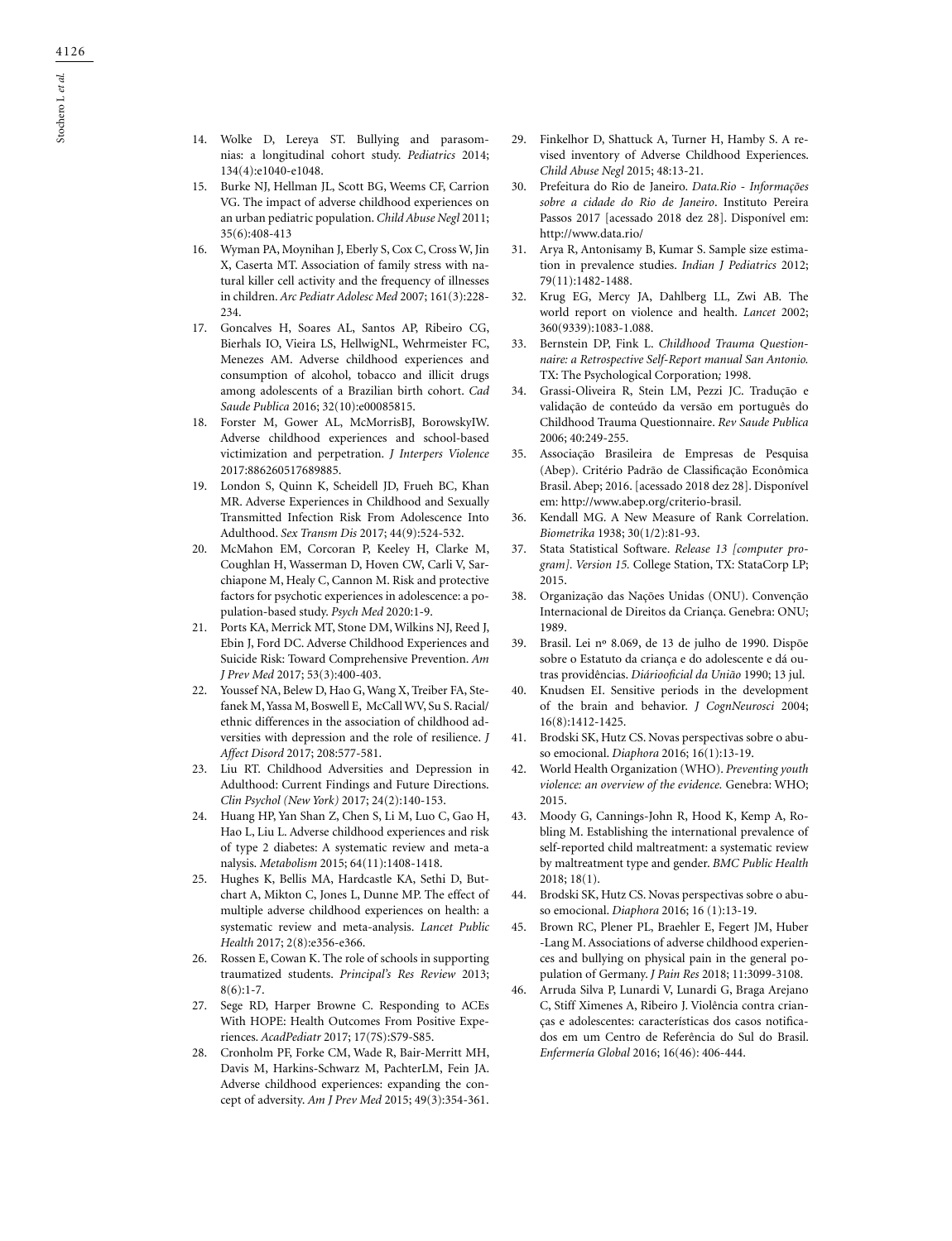14. Wolke D, Lereya ST. Bullying and parasomnias: a longitudinal cohort study. *Pediatrics* 2014; 134(4):e1040-e1048.
15. Burke NJ, Hellman JL, Scott BG, Weems CF, Carrion VG. The impact of adverse childhood experiences on an urban pediatric population. *Child Abuse Negl* 2011; 35(6):408-413
16. Wyman PA, Moynihan J, Eberly S, Cox C, Cross W, Jin X, Caserta MT. Association of family stress with natural killer cell activity and the frequency of illnesses in children. *Arc Pediatr Adolesc Med* 2007; 161(3):228-234.
17. Goncalves H, Soares AL, Santos AP, Ribeiro CG, Bierhals IO, Vieira LS, HellwigNL, Wehrmeister FC, Menezes AM. Adverse childhood experiences and consumption of alcohol, tobacco and illicit drugs among adolescents of a Brazilian birth cohort. *Cad Saude Publica* 2016; 32(10):e00085815.
18. Forster M, Gower AL, McMorrisBJ, BorowskyIW. Adverse childhood experiences and school-based victimization and perpetration. *J Interpers Violence* 2017:886260517689885.
19. London S, Quinn K, Scheidell JD, Frueh BC, Khan MR. Adverse Experiences in Childhood and Sexually Transmitted Infection Risk From Adolescence Into Adulthood. *Sex Transm Dis* 2017; 44(9):524-532.
20. McMahon EM, Corcoran P, Keeley H, Clarke M, Coughlan H, Wasserman D, Hoven CW, Carli V, Sarchiapone M, Healy C, Cannon M. Risk and protective factors for psychotic experiences in adolescence: a population-based study. *Psych Med* 2020:1-9.
21. Ports KA, Merrick MT, Stone DM, Wilkins NJ, Reed J, Ebin J, Ford DC. Adverse Childhood Experiences and Suicide Risk: Toward Comprehensive Prevention. *Am J Prev Med* 2017; 53(3):400-403.
22. Youssef NA, Belew D, Hao G, Wang X, Treiber FA, Stefanek M, Yassa M, Boswell E, McCall WV, Su S. Racial/ethnic differences in the association of childhood adversities with depression and the role of resilience. *J Affect Disord* 2017; 208:577-581.
23. Liu RT. Childhood Adversities and Depression in Adulthood: Current Findings and Future Directions. *Clin Psychol (New York)* 2017; 24(2):140-153.
24. Huang HP, Yan Shan Z, Chen S, Li M, Luo C, Gao H, Hao L, Liu L. Adverse childhood experiences and risk of type 2 diabetes: A systematic review and meta-analysis. *Metabolism* 2015; 64(11):1408-1418.
25. Hughes K, Bellis MA, Hardcastle KA, Sethi D, Butchart A, Mikton C, Jones L, Dunne MP. The effect of multiple adverse childhood experiences on health: a systematic review and meta-analysis. *Lancet Public Health* 2017; 2(8):e356-e366.
26. Rossen E, Cowan K. The role of schools in supporting traumatized students. *Principal's Res Review* 2013; 8(6):1-7.
27. Sege RD, Harper Browne C. Responding to ACEs With HOPE: Health Outcomes From Positive Experiences. *AcadPediatr* 2017; 17(7S):S79-S85.
28. Cronholm PF, Forke CM, Wade R, Bair-Merritt MH, Davis M, Harkins-Schwarz M, PachterLM, Fein JA. Adverse childhood experiences: expanding the concept of adversity. *Am J Prev Med* 2015; 49(3):354-361.
29. Finkelhor D, Shattuck A, Turner H, Hamby S. A revised inventory of Adverse Childhood Experiences. *Child Abuse Negl* 2015; 48:13-21.
30. Prefeitura do Rio de Janeiro. *Data.Rio - Informações sobre a cidade do Rio de Janeiro*. Instituto Pereira Passos 2017 [acessado 2018 dez 28]. Disponível em: http://www.data.rio/
31. Arya R, Antonisamy B, Kumar S. Sample size estimation in prevalence studies. *Indian J Pediatrics* 2012; 79(11):1482-1488.
32. Krug EG, Mercy JA, Dahlberg LL, Zwi AB. The world report on violence and health. *Lancet* 2002; 360(9339):1083-1.088.
33. Bernstein DP, Fink L. *Childhood Trauma Questionnaire: a Retrospective Self-Report manual San Antonio.* TX: The Psychological Corporation*;* 1998.
34. Grassi-Oliveira R, Stein LM, Pezzi JC. Tradução e validação de conteúdo da versão em português do Childhood Trauma Questionnaire. *Rev Saude Publica* 2006; 40:249-255.
35. Associação Brasileira de Empresas de Pesquisa (Abep). Critério Padrão de Classificação Econômica Brasil. Abep; 2016. [acessado 2018 dez 28]. Disponível em: http://www.abep.org/criterio-brasil.
36. Kendall MG. A New Measure of Rank Correlation. *Biometrika* 1938; 30(1/2):81-93.
37. Stata Statistical Software. *Release 13 [computer program]. Version 15.* College Station, TX: StataCorp LP; 2015.
38. Organização das Nações Unidas (ONU). Convenção Internacional de Direitos da Criança. Genebra: ONU; 1989.
39. Brasil. Lei nº 8.069, de 13 de julho de 1990. Dispõe sobre o Estatuto da criança e do adolescente e dá outras providências. *Diáriooficial da União* 1990; 13 jul.
40. Knudsen EI. Sensitive periods in the development of the brain and behavior. *J CognNeurosci* 2004; 16(8):1412-1425.
41. Brodski SK, Hutz CS. Novas perspectivas sobre o abuso emocional. *Diaphora* 2016; 16(1):13-19.
42. World Health Organization (WHO). *Preventing youth violence: an overview of the evidence.* Genebra: WHO; 2015.
43. Moody G, Cannings-John R, Hood K, Kemp A, Robling M. Establishing the international prevalence of self-reported child maltreatment: a systematic review by maltreatment type and gender. *BMC Public Health* 2018; 18(1).
44. Brodski SK, Hutz CS. Novas perspectivas sobre o abuso emocional. *Diaphora* 2016; 16 (1):13-19.
45. Brown RC, Plener PL, Braehler E, Fegert JM, Huber-Lang M. Associations of adverse childhood experiences and bullying on physical pain in the general population of Germany. *J Pain Res* 2018; 11:3099-3108.
46. Arruda Silva P, Lunardi V, Lunardi G, Braga Arejano C, Stiff Ximenes A, Ribeiro J. Violência contra crianças e adolescentes: características dos casos notificados em um Centro de Referência do Sul do Brasil. *Enfermería Global* 2016; 16(46): 406-444.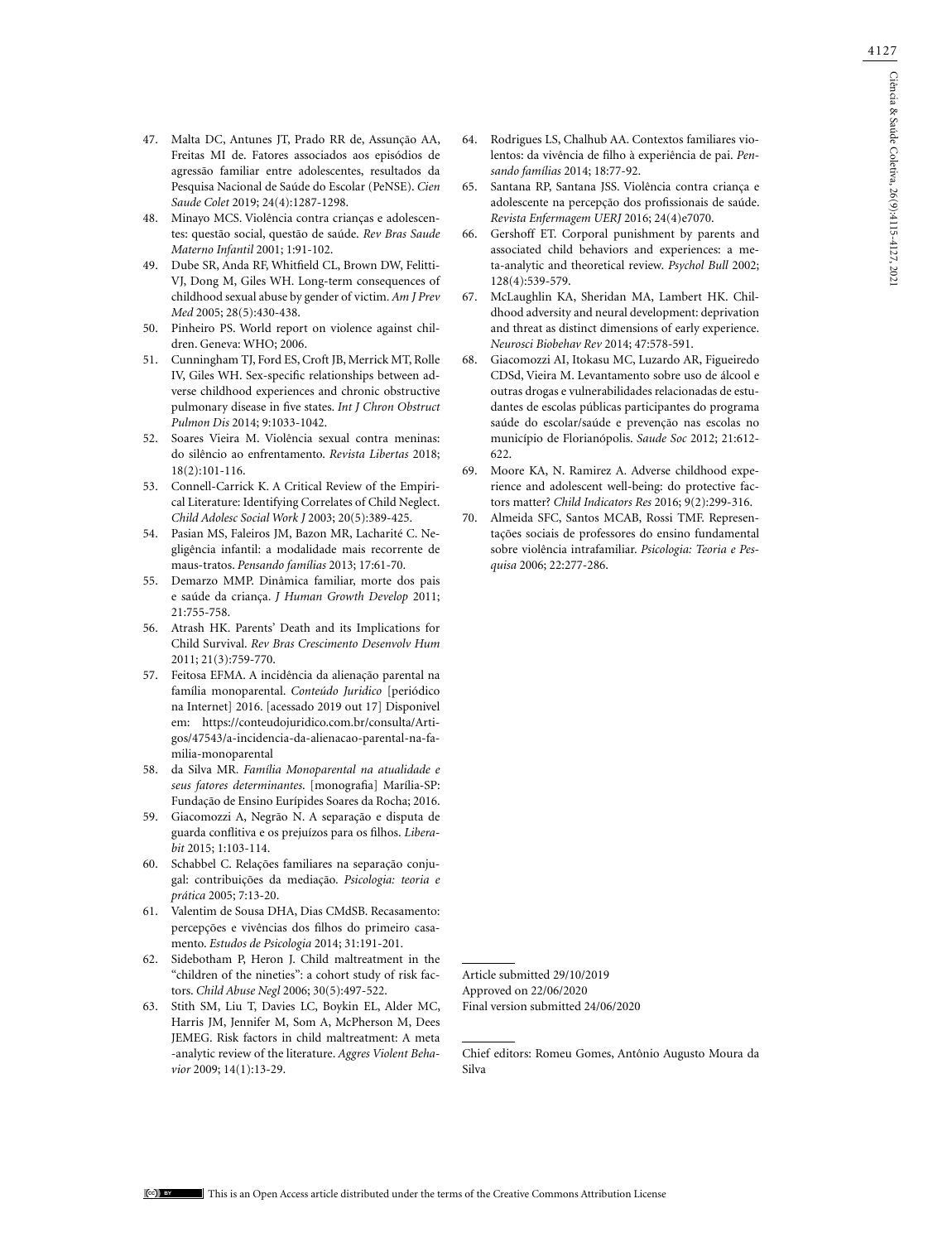47. Malta DC, Antunes JT, Prado RR de, Assunção AA, Freitas MI de. Fatores associados aos episódios de agressão familiar entre adolescentes, resultados da Pesquisa Nacional de Saúde do Escolar (PeNSE). *Cien Saude Colet* 2019; 24(4):1287-1298.
48. Minayo MCS. Violência contra crianças e adolescentes: questão social, questão de saúde. *Rev Bras Saude Materno Infantil* 2001; 1:91-102.
49. Dube SR, Anda RF, Whitfield CL, Brown DW, Felitti-VJ, Dong M, Giles WH. Long-term consequences of childhood sexual abuse by gender of victim. *Am J Prev Med* 2005; 28(5):430-438.
50. Pinheiro PS. World report on violence against children. Geneva: WHO; 2006.
51. Cunningham TJ, Ford ES, Croft JB, Merrick MT, Rolle IV, Giles WH. Sex-specific relationships between adverse childhood experiences and chronic obstructive pulmonary disease in five states. *Int J Chron Obstruct Pulmon Dis* 2014; 9:1033-1042.
52. Soares Vieira M. Violência sexual contra meninas: do silêncio ao enfrentamento. *Revista Libertas* 2018; 18(2):101-116.
53. Connell-Carrick K. A Critical Review of the Empirical Literature: Identifying Correlates of Child Neglect. *Child Adolesc Social Work J* 2003; 20(5):389-425.
54. Pasian MS, Faleiros JM, Bazon MR, Lacharité C. Negligência infantil: a modalidade mais recorrente de maus-tratos. *Pensando famílias* 2013; 17:61-70.
55. Demarzo MMP. Dinâmica familiar, morte dos pais e saúde da criança. *J Human Growth Develop* 2011; 21:755-758.
56. Atrash HK. Parents' Death and its Implications for Child Survival. *Rev Bras Crescimento Desenvolv Hum* 2011; 21(3):759-770.
57. Feitosa EFMA. A incidência da alienação parental na família monoparental. *Conteúdo Jurídico* [periódico na Internet] 2016. [acessado 2019 out 17] Disponivel em: https://conteudojuridico.com.br/consulta/Artigos/47543/a-incidencia-da-alienacao-parental-na-familia-monoparental
58. da Silva MR. *Família Monoparental na atualidade e seus fatores determinantes*. [monografia] Marília-SP: Fundação de Ensino Eurípides Soares da Rocha; 2016.
59. Giacomozzi A, Negrão N. A separação e disputa de guarda conflitiva e os prejuízos para os filhos. *Liberabit* 2015; 1:103-114.
60. Schabbel C. Relações familiares na separação conjugal: contribuições da mediação. *Psicologia: teoria e prática* 2005; 7:13-20.
61. Valentim de Sousa DHA, Dias CMdSB. Recasamento: percepções e vivências dos filhos do primeiro casamento. *Estudos de Psicologia* 2014; 31:191-201.
62. Sidebotham P, Heron J. Child maltreatment in the "children of the nineties": a cohort study of risk factors. *Child Abuse Negl* 2006; 30(5):497-522.
63. Stith SM, Liu T, Davies LC, Boykin EL, Alder MC, Harris JM, Jennifer M, Som A, McPherson M, Dees JEMEG. Risk factors in child maltreatment: A meta-analytic review of the literature. *Aggres Violent Behavior* 2009; 14(1):13-29.
64. Rodrigues LS, Chalhub AA. Contextos familiares violentos: da vivência de filho à experiência de pai. *Pensando famílias* 2014; 18:77-92.
65. Santana RP, Santana JSS. Violência contra criança e adolescente na percepção dos profissionais de saúde. *Revista Enfermagem UERJ* 2016; 24(4)e7070.
66. Gershoff ET. Corporal punishment by parents and associated child behaviors and experiences: a meta-analytic and theoretical review. *Psychol Bull* 2002; 128(4):539-579.
67. McLaughlin KA, Sheridan MA, Lambert HK. Childhood adversity and neural development: deprivation and threat as distinct dimensions of early experience. *Neurosci Biobehav Rev* 2014; 47:578-591.
68. Giacomozzi AI, Itokasu MC, Luzardo AR, Figueiredo CDSd, Vieira M. Levantamento sobre uso de álcool e outras drogas e vulnerabilidades relacionadas de estudantes de escolas públicas participantes do programa saúde do escolar/saúde e prevenção nas escolas no município de Florianópolis. *Saude Soc* 2012; 21:612-622.
69. Moore KA, N. Ramirez A. Adverse childhood experience and adolescent well-being: do protective factors matter? *Child Indicators Res* 2016; 9(2):299-316.
70. Almeida SFC, Santos MCAB, Rossi TMF. Representações sociais de professores do ensino fundamental sobre violência intrafamiliar. *Psicologia: Teoria e Pesquisa* 2006; 22:277-286.

---

Article submitted 29/10/2019
Approved on 22/06/2020
Final version submitted 24/06/2020

---

Chief editors: Romeu Gomes, Antônio Augusto Moura da Silva

This is an Open Access article distributed under the terms of the Creative Commons Attribution License